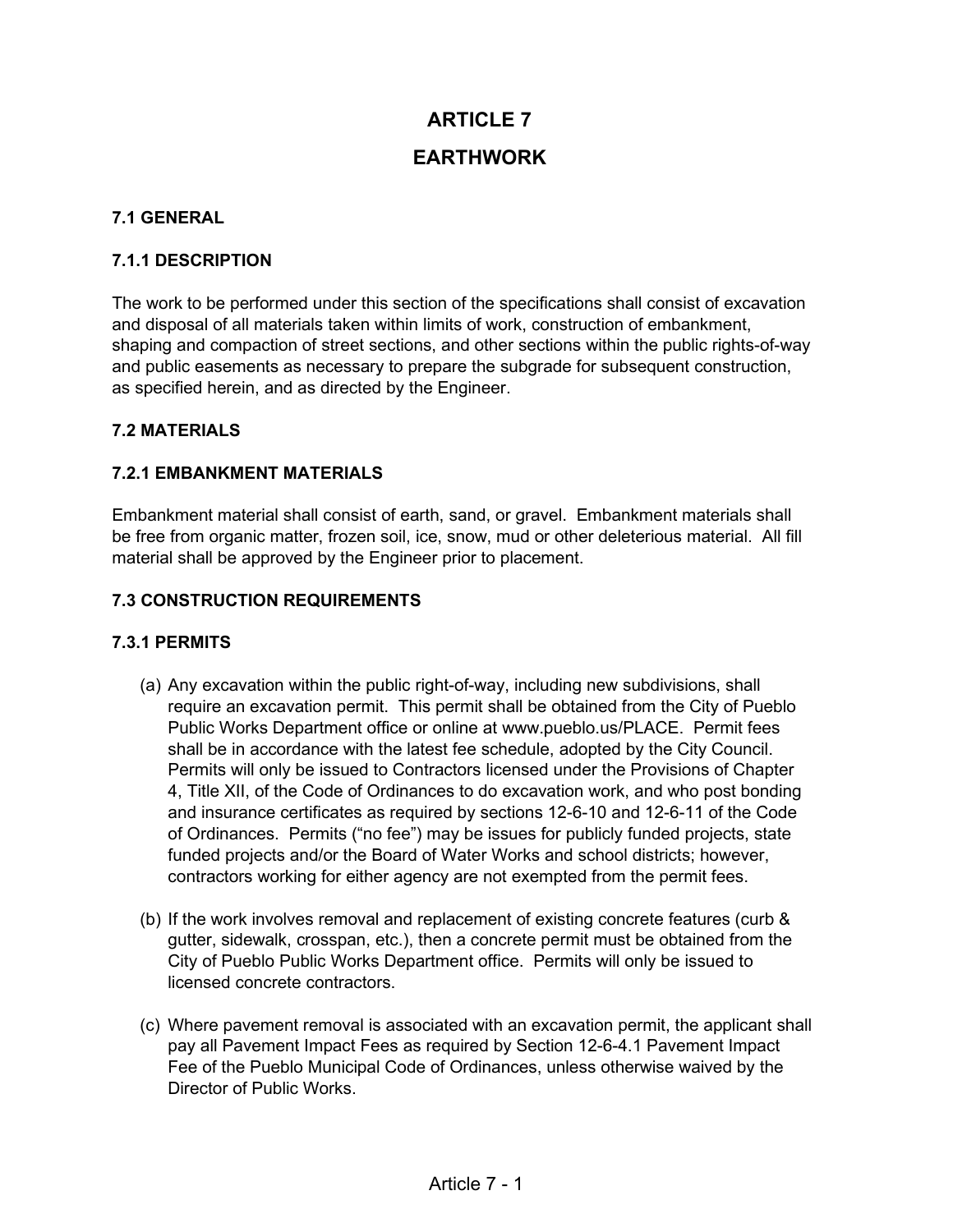# ARTICLE 7

# EARTHWORK

### 7.1 GENERAL

### 7.1.1 DESCRIPTION

The work to be performed under this section of the specifications shall consist of excavation and disposal of all materials taken within limits of work, construction of embankment, shaping and compaction of street sections, and other sections within the public rights-of-way and public easements as necessary to prepare the subgrade for subsequent construction, as specified herein, and as directed by the Engineer.

### 7.2 MATERIALS

### 7.2.1 EMBANKMENT MATERIALS

Embankment material shall consist of earth, sand, or gravel. Embankment materials shall be free from organic matter, frozen soil, ice, snow, mud or other deleterious material. All fill material shall be approved by the Engineer prior to placement.

### 7.3 CONSTRUCTION REQUIREMENTS

### 7.3.1 PERMITS

(a) Any excavation within the public right-of-way, including new subdivisions, shall require an excavation permit. This permit shall be obtained from the City of Pueblo Public Works Department office or online at www.pueblo.us/PLACE. Permit fees shall be in accordance with the latest fee schedule, adopted by the City Council. Permits will only be issued to Contractors licensed under the Provisions of Chapter 4, Title XII, of the Code of Ordinances to do excavation work, and who post bonding and insurance certificates as required by sections 12-6-10 and 12-6-11 of the Code of Ordinances. Permits ("no fee") may be issues for publicly funded projects, state funded projects and/or the Board of Water Works and school districts; however, contractors working for either agency are not exempted from the permit fees.

(b) If the work involves removal and replacement of existing concrete features (curb & gutter, sidewalk, crosspan, etc.), then a concrete permit must be obtained from the City of Pueblo Public Works Department office. Permits will only be issued to licensed concrete contractors.

(c) Where pavement removal is associated with an excavation permit, the applicant shall pay all Pavement Impact Fees as required by Section 12-6-4.1 Pavement Impact Fee of the Pueblo Municipal Code of Ordinances, unless otherwise waived by the Director of Public Works.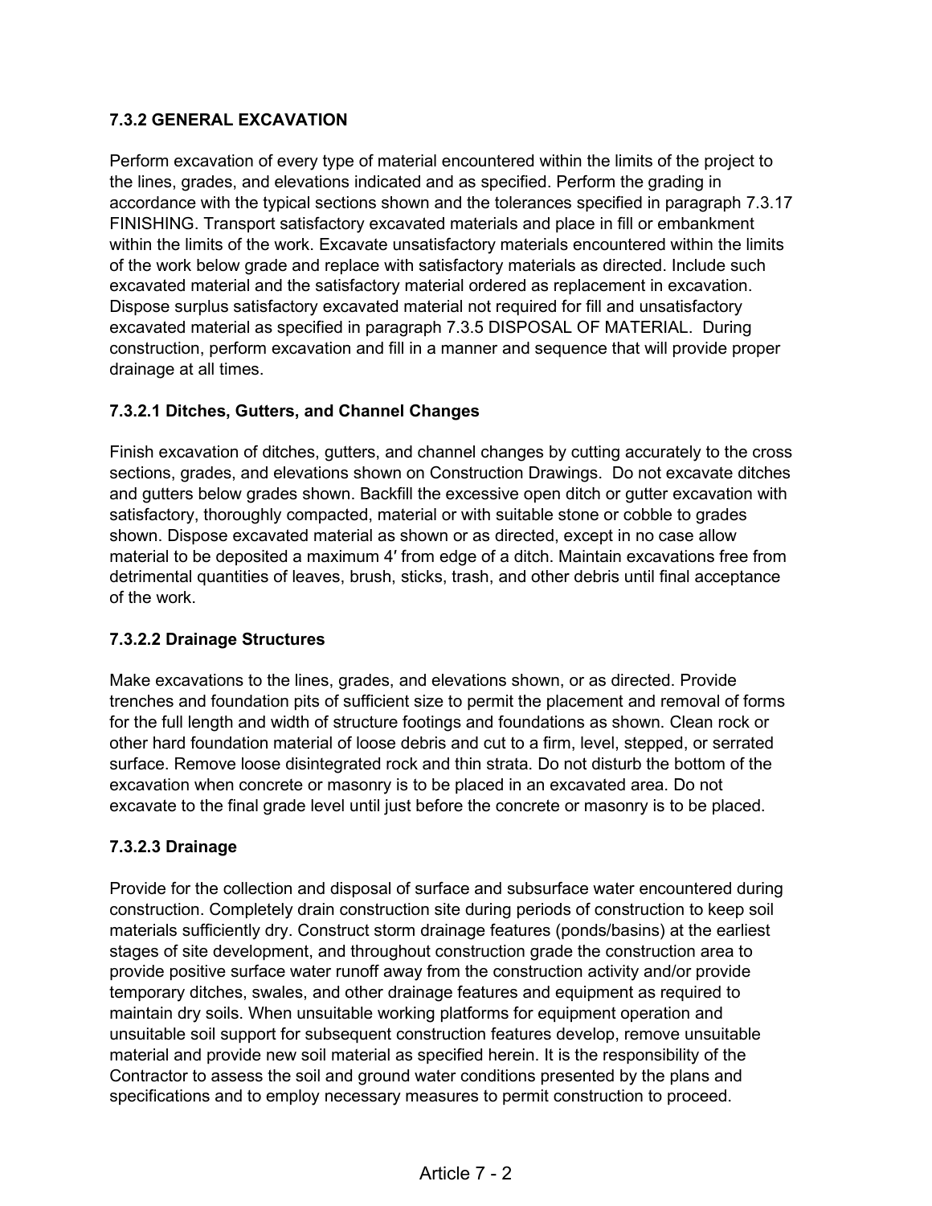### 7.3.2 GENERAL EXCAVATION

Perform excavation of every type of material encountered within the limits of the project to the lines, grades, and elevations indicated and as specified. Perform the grading in accordance with the typical sections shown and the tolerances specified in paragraph 7.3.17 FINISHING. Transport satisfactory excavated materials and place in fill or embankment within the limits of the work. Excavate unsatisfactory materials encountered within the limits of the work below grade and replace with satisfactory materials as directed. Include such excavated material and the satisfactory material ordered as replacement in excavation. Dispose surplus satisfactory excavated material not required for fill and unsatisfactory excavated material as specified in paragraph 7.3.5 DISPOSAL OF MATERIAL. During construction, perform excavation and fill in a manner and sequence that will provide proper drainage at all times.

#### 7.3.2.1 Ditches, Gutters, and Channel Changes

Finish excavation of ditches, gutters, and channel changes by cutting accurately to the cross sections, grades, and elevations shown on Construction Drawings. Do not excavate ditches and gutters below grades shown. Backfill the excessive open ditch or gutter excavation with satisfactory, thoroughly compacted, material or with suitable stone or cobble to grades shown. Dispose excavated material as shown or as directed, except in no case allow material to be deposited a maximum 4′ from edge of a ditch. Maintain excavations free from detrimental quantities of leaves, brush, sticks, trash, and other debris until final acceptance of the work.

#### 7.3.2.2 Drainage Structures

Make excavations to the lines, grades, and elevations shown, or as directed. Provide trenches and foundation pits of sufficient size to permit the placement and removal of forms for the full length and width of structure footings and foundations as shown. Clean rock or other hard foundation material of loose debris and cut to a firm, level, stepped, or serrated surface. Remove loose disintegrated rock and thin strata. Do not disturb the bottom of the excavation when concrete or masonry is to be placed in an excavated area. Do not excavate to the final grade level until just before the concrete or masonry is to be placed.

#### 7.3.2.3 Drainage

Provide for the collection and disposal of surface and subsurface water encountered during construction. Completely drain construction site during periods of construction to keep soil materials sufficiently dry. Construct storm drainage features (ponds/basins) at the earliest stages of site development, and throughout construction grade the construction area to provide positive surface water runoff away from the construction activity and/or provide temporary ditches, swales, and other drainage features and equipment as required to maintain dry soils. When unsuitable working platforms for equipment operation and unsuitable soil support for subsequent construction features develop, remove unsuitable material and provide new soil material as specified herein. It is the responsibility of the Contractor to assess the soil and ground water conditions presented by the plans and specifications and to employ necessary measures to permit construction to proceed.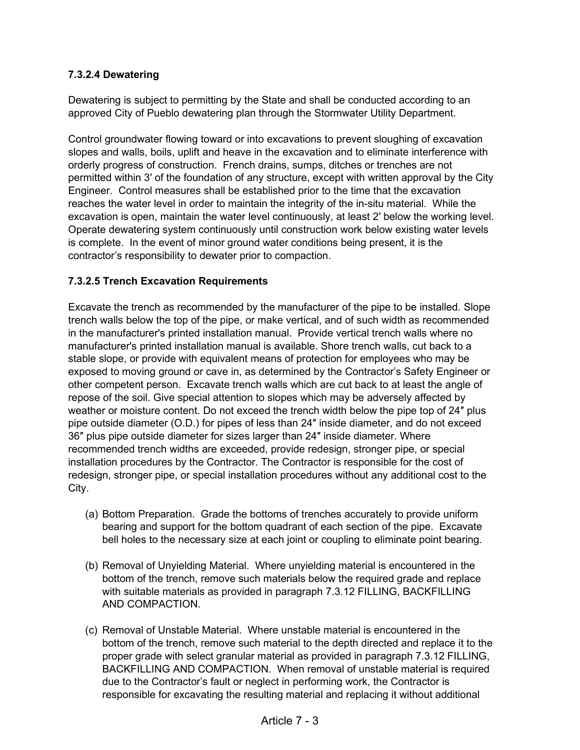#### 7.3.2.4 Dewatering

Dewatering is subject to permitting by the State and shall be conducted according to an approved City of Pueblo dewatering plan through the Stormwater Utility Department.

Control groundwater flowing toward or into excavations to prevent sloughing of excavation slopes and walls, boils, uplift and heave in the excavation and to eliminate interference with orderly progress of construction. French drains, sumps, ditches or trenches are not permitted within 3′ of the foundation of any structure, except with written approval by the City Engineer. Control measures shall be established prior to the time that the excavation reaches the water level in order to maintain the integrity of the in-situ material. While the excavation is open, maintain the water level continuously, at least 2′ below the working level. Operate dewatering system continuously until construction work below existing water levels is complete. In the event of minor ground water conditions being present, it is the contractor's responsibility to dewater prior to compaction.

#### 7.3.2.5 Trench Excavation Requirements

Excavate the trench as recommended by the manufacturer of the pipe to be installed. Slope trench walls below the top of the pipe, or make vertical, and of such width as recommended in the manufacturer's printed installation manual. Provide vertical trench walls where no manufacturer's printed installation manual is available. Shore trench walls, cut back to a stable slope, or provide with equivalent means of protection for employees who may be exposed to moving ground or cave in, as determined by the Contractor's Safety Engineer or other competent person. Excavate trench walls which are cut back to at least the angle of repose of the soil. Give special attention to slopes which may be adversely affected by weather or moisture content. Do not exceed the trench width below the pipe top of 24″ plus pipe outside diameter (O.D.) for pipes of less than 24″ inside diameter, and do not exceed 36″ plus pipe outside diameter for sizes larger than 24″ inside diameter. Where recommended trench widths are exceeded, provide redesign, stronger pipe, or special installation procedures by the Contractor. The Contractor is responsible for the cost of redesign, stronger pipe, or special installation procedures without any additional cost to the City.

(a) Bottom Preparation. Grade the bottoms of trenches accurately to provide uniform bearing and support for the bottom quadrant of each section of the pipe. Excavate bell holes to the necessary size at each joint or coupling to eliminate point bearing.

(b) Removal of Unyielding Material. Where unyielding material is encountered in the bottom of the trench, remove such materials below the required grade and replace with suitable materials as provided in paragraph 7.3.12 FILLING, BACKFILLING AND COMPACTION.

(c) Removal of Unstable Material. Where unstable material is encountered in the bottom of the trench, remove such material to the depth directed and replace it to the proper grade with select granular material as provided in paragraph 7.3.12 FILLING, BACKFILLING AND COMPACTION. When removal of unstable material is required due to the Contractor's fault or neglect in performing work, the Contractor is responsible for excavating the resulting material and replacing it without additional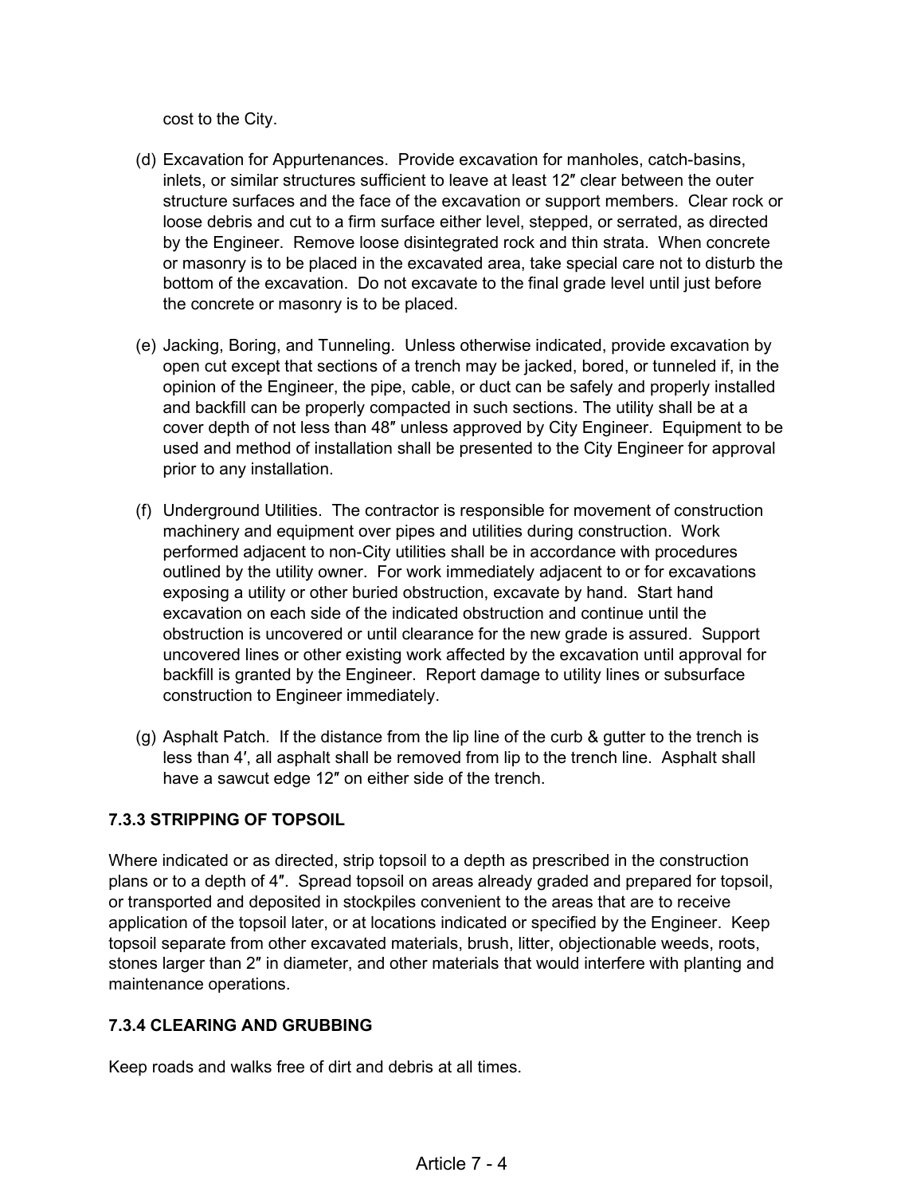cost to the City.

(d) Excavation for Appurtenances. Provide excavation for manholes, catch-basins, inlets, or similar structures sufficient to leave at least 12″ clear between the outer structure surfaces and the face of the excavation or support members. Clear rock or loose debris and cut to a firm surface either level, stepped, or serrated, as directed by the Engineer. Remove loose disintegrated rock and thin strata. When concrete or masonry is to be placed in the excavated area, take special care not to disturb the bottom of the excavation. Do not excavate to the final grade level until just before the concrete or masonry is to be placed.

(e) Jacking, Boring, and Tunneling. Unless otherwise indicated, provide excavation by open cut except that sections of a trench may be jacked, bored, or tunneled if, in the opinion of the Engineer, the pipe, cable, or duct can be safely and properly installed and backfill can be properly compacted in such sections. The utility shall be at a cover depth of not less than 48″ unless approved by City Engineer. Equipment to be used and method of installation shall be presented to the City Engineer for approval prior to any installation.

(f) Underground Utilities. The contractor is responsible for movement of construction machinery and equipment over pipes and utilities during construction. Work performed adjacent to non-City utilities shall be in accordance with procedures outlined by the utility owner. For work immediately adjacent to or for excavations exposing a utility or other buried obstruction, excavate by hand. Start hand excavation on each side of the indicated obstruction and continue until the obstruction is uncovered or until clearance for the new grade is assured. Support uncovered lines or other existing work affected by the excavation until approval for backfill is granted by the Engineer. Report damage to utility lines or subsurface construction to Engineer immediately.

(g) Asphalt Patch. If the distance from the lip line of the curb & gutter to the trench is less than 4′, all asphalt shall be removed from lip to the trench line. Asphalt shall have a sawcut edge 12″ on either side of the trench.

### 7.3.3 STRIPPING OF TOPSOIL

Where indicated or as directed, strip topsoil to a depth as prescribed in the construction plans or to a depth of 4″. Spread topsoil on areas already graded and prepared for topsoil, or transported and deposited in stockpiles convenient to the areas that are to receive application of the topsoil later, or at locations indicated or specified by the Engineer. Keep topsoil separate from other excavated materials, brush, litter, objectionable weeds, roots, stones larger than 2″ in diameter, and other materials that would interfere with planting and maintenance operations.

### 7.3.4 CLEARING AND GRUBBING

Keep roads and walks free of dirt and debris at all times.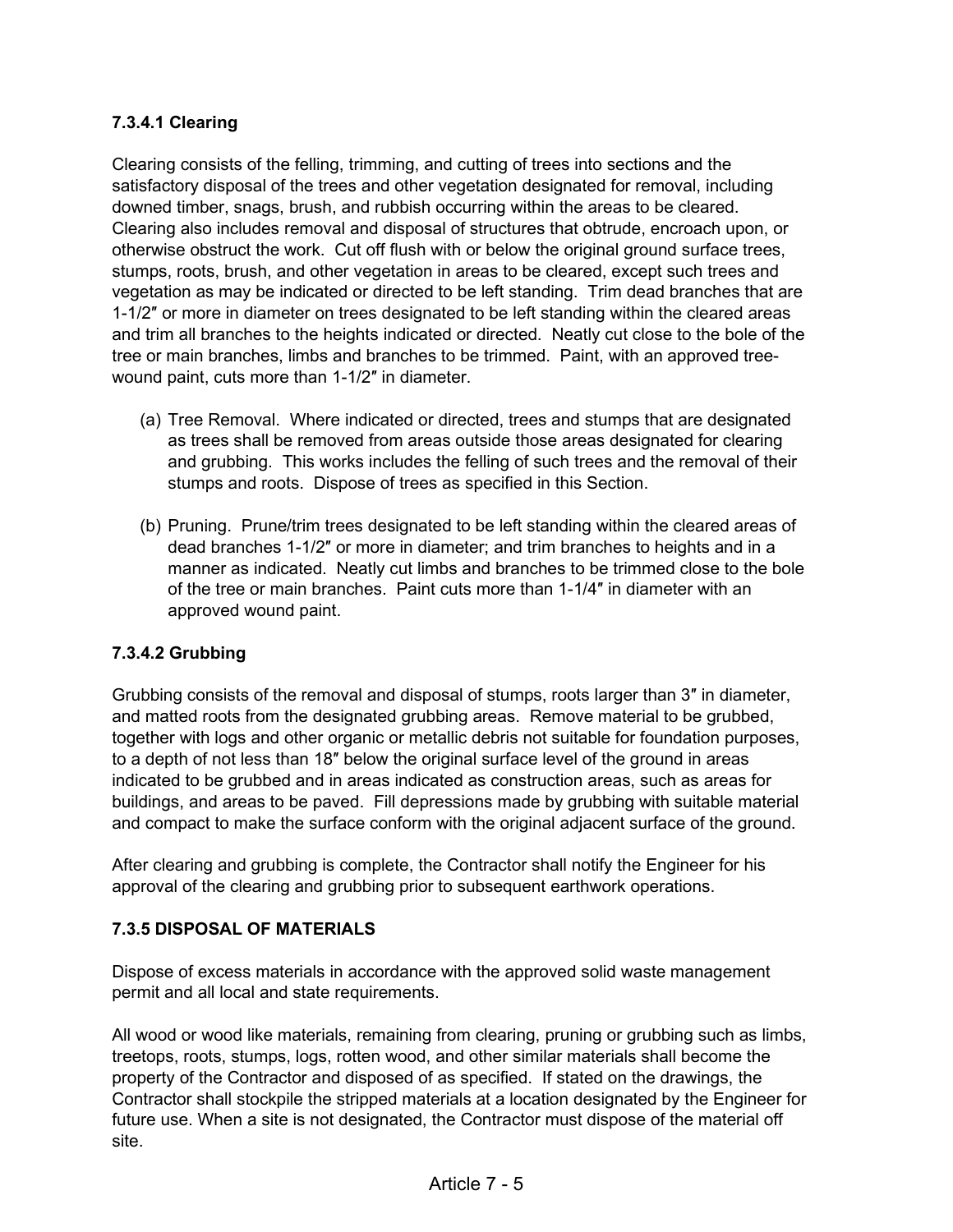#### 7.3.4.1 Clearing

Clearing consists of the felling, trimming, and cutting of trees into sections and the satisfactory disposal of the trees and other vegetation designated for removal, including downed timber, snags, brush, and rubbish occurring within the areas to be cleared. Clearing also includes removal and disposal of structures that obtrude, encroach upon, or otherwise obstruct the work. Cut off flush with or below the original ground surface trees, stumps, roots, brush, and other vegetation in areas to be cleared, except such trees and vegetation as may be indicated or directed to be left standing. Trim dead branches that are 1-1/2″ or more in diameter on trees designated to be left standing within the cleared areas and trim all branches to the heights indicated or directed. Neatly cut close to the bole of the tree or main branches, limbs and branches to be trimmed. Paint, with an approved tree-wound paint, cuts more than 1-1/2″ in diameter.

(a) Tree Removal. Where indicated or directed, trees and stumps that are designated as trees shall be removed from areas outside those areas designated for clearing and grubbing. This works includes the felling of such trees and the removal of their stumps and roots. Dispose of trees as specified in this Section.

(b) Pruning. Prune/trim trees designated to be left standing within the cleared areas of dead branches 1-1/2″ or more in diameter; and trim branches to heights and in a manner as indicated. Neatly cut limbs and branches to be trimmed close to the bole of the tree or main branches. Paint cuts more than 1-1/4″ in diameter with an approved wound paint.

#### 7.3.4.2 Grubbing

Grubbing consists of the removal and disposal of stumps, roots larger than 3″ in diameter, and matted roots from the designated grubbing areas. Remove material to be grubbed, together with logs and other organic or metallic debris not suitable for foundation purposes, to a depth of not less than 18″ below the original surface level of the ground in areas indicated to be grubbed and in areas indicated as construction areas, such as areas for buildings, and areas to be paved. Fill depressions made by grubbing with suitable material and compact to make the surface conform with the original adjacent surface of the ground.

After clearing and grubbing is complete, the Contractor shall notify the Engineer for his approval of the clearing and grubbing prior to subsequent earthwork operations.

### 7.3.5 DISPOSAL OF MATERIALS

Dispose of excess materials in accordance with the approved solid waste management permit and all local and state requirements.

All wood or wood like materials, remaining from clearing, pruning or grubbing such as limbs, treetops, roots, stumps, logs, rotten wood, and other similar materials shall become the property of the Contractor and disposed of as specified. If stated on the drawings, the Contractor shall stockpile the stripped materials at a location designated by the Engineer for future use. When a site is not designated, the Contractor must dispose of the material off site.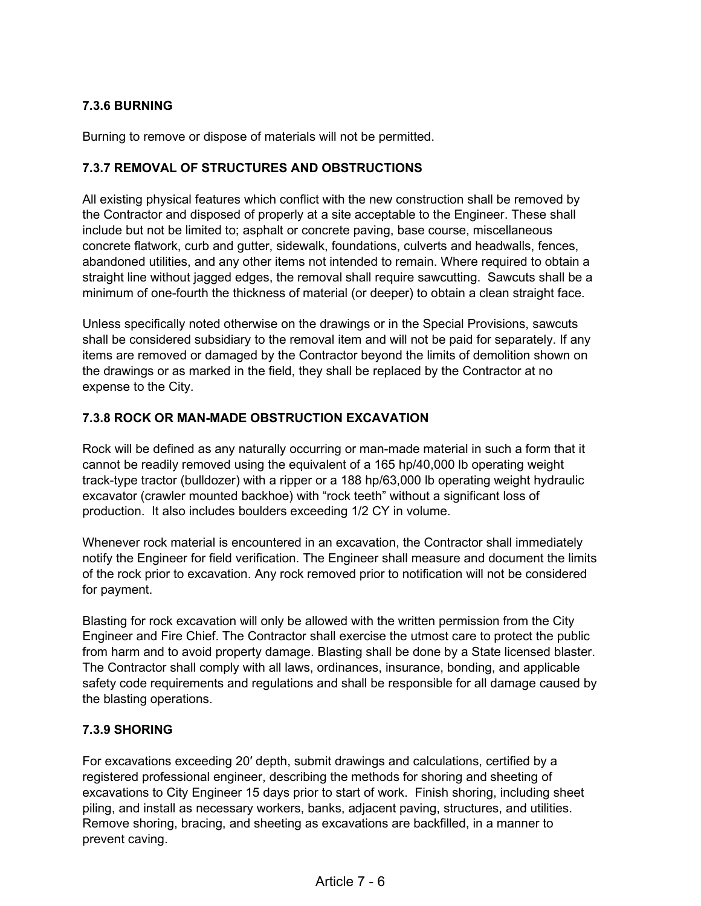### 7.3.6 BURNING

Burning to remove or dispose of materials will not be permitted.

### 7.3.7 REMOVAL OF STRUCTURES AND OBSTRUCTIONS

All existing physical features which conflict with the new construction shall be removed by the Contractor and disposed of properly at a site acceptable to the Engineer. These shall include but not be limited to; asphalt or concrete paving, base course, miscellaneous concrete flatwork, curb and gutter, sidewalk, foundations, culverts and headwalls, fences, abandoned utilities, and any other items not intended to remain. Where required to obtain a straight line without jagged edges, the removal shall require sawcutting. Sawcuts shall be a minimum of one-fourth the thickness of material (or deeper) to obtain a clean straight face.

Unless specifically noted otherwise on the drawings or in the Special Provisions, sawcuts shall be considered subsidiary to the removal item and will not be paid for separately. If any items are removed or damaged by the Contractor beyond the limits of demolition shown on the drawings or as marked in the field, they shall be replaced by the Contractor at no expense to the City.

### 7.3.8 ROCK OR MAN-MADE OBSTRUCTION EXCAVATION

Rock will be defined as any naturally occurring or man-made material in such a form that it cannot be readily removed using the equivalent of a 165 hp/40,000 lb operating weight track-type tractor (bulldozer) with a ripper or a 188 hp/63,000 lb operating weight hydraulic excavator (crawler mounted backhoe) with "rock teeth" without a significant loss of production. It also includes boulders exceeding 1/2 CY in volume.

Whenever rock material is encountered in an excavation, the Contractor shall immediately notify the Engineer for field verification. The Engineer shall measure and document the limits of the rock prior to excavation. Any rock removed prior to notification will not be considered for payment.

Blasting for rock excavation will only be allowed with the written permission from the City Engineer and Fire Chief. The Contractor shall exercise the utmost care to protect the public from harm and to avoid property damage. Blasting shall be done by a State licensed blaster. The Contractor shall comply with all laws, ordinances, insurance, bonding, and applicable safety code requirements and regulations and shall be responsible for all damage caused by the blasting operations.

### 7.3.9 SHORING

For excavations exceeding 20′ depth, submit drawings and calculations, certified by a registered professional engineer, describing the methods for shoring and sheeting of excavations to City Engineer 15 days prior to start of work. Finish shoring, including sheet piling, and install as necessary workers, banks, adjacent paving, structures, and utilities. Remove shoring, bracing, and sheeting as excavations are backfilled, in a manner to prevent caving.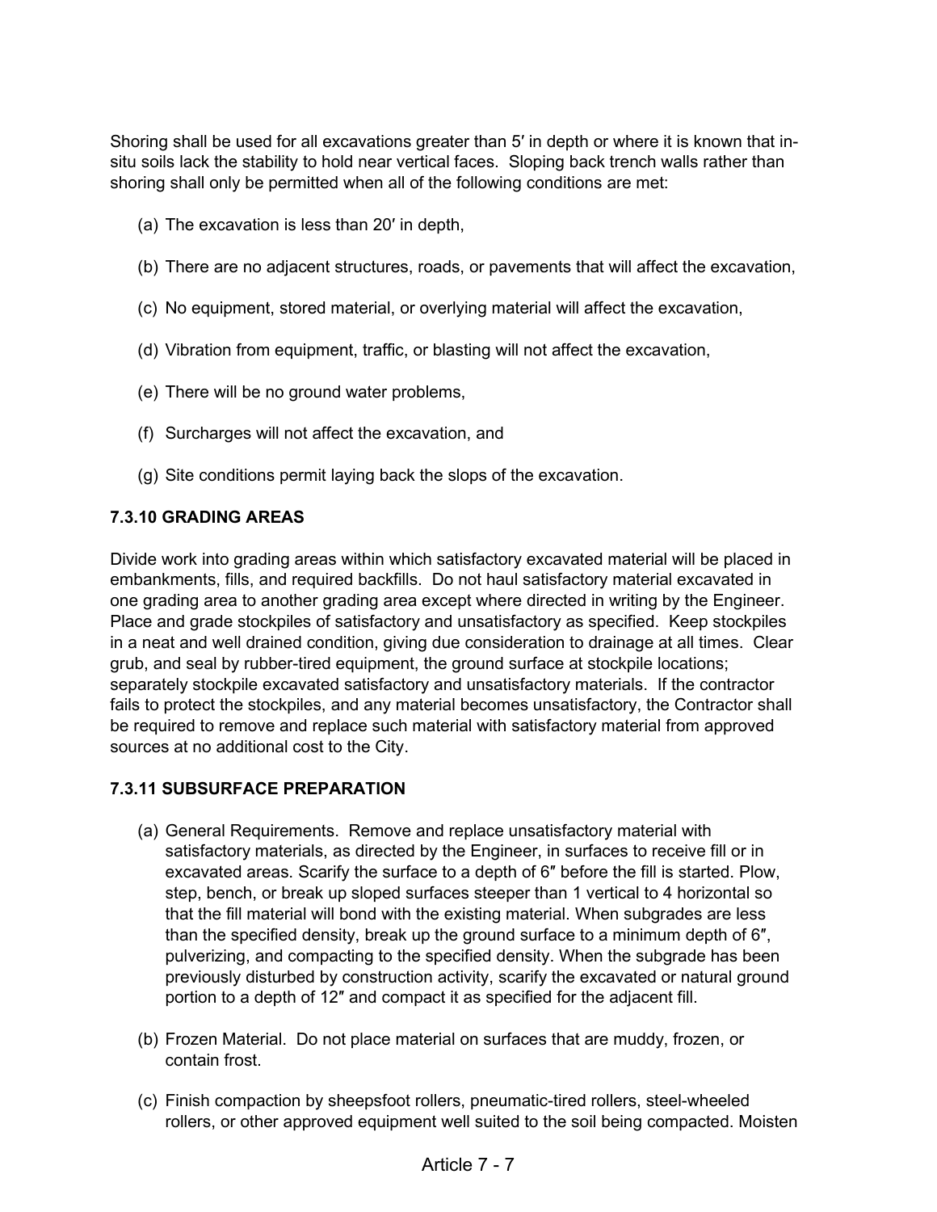Shoring shall be used for all excavations greater than 5′ in depth or where it is known that in-situ soils lack the stability to hold near vertical faces. Sloping back trench walls rather than shoring shall only be permitted when all of the following conditions are met:

(a) The excavation is less than 20′ in depth,

(b) There are no adjacent structures, roads, or pavements that will affect the excavation,

(c) No equipment, stored material, or overlying material will affect the excavation,

(d) Vibration from equipment, traffic, or blasting will not affect the excavation,

(e) There will be no ground water problems,

(f) Surcharges will not affect the excavation, and

(g) Site conditions permit laying back the slops of the excavation.

### 7.3.10 GRADING AREAS

Divide work into grading areas within which satisfactory excavated material will be placed in embankments, fills, and required backfills. Do not haul satisfactory material excavated in one grading area to another grading area except where directed in writing by the Engineer. Place and grade stockpiles of satisfactory and unsatisfactory as specified. Keep stockpiles in a neat and well drained condition, giving due consideration to drainage at all times. Clear grub, and seal by rubber-tired equipment, the ground surface at stockpile locations; separately stockpile excavated satisfactory and unsatisfactory materials. If the contractor fails to protect the stockpiles, and any material becomes unsatisfactory, the Contractor shall be required to remove and replace such material with satisfactory material from approved sources at no additional cost to the City.

### 7.3.11 SUBSURFACE PREPARATION

(a) General Requirements. Remove and replace unsatisfactory material with satisfactory materials, as directed by the Engineer, in surfaces to receive fill or in excavated areas. Scarify the surface to a depth of 6″ before the fill is started. Plow, step, bench, or break up sloped surfaces steeper than 1 vertical to 4 horizontal so that the fill material will bond with the existing material. When subgrades are less than the specified density, break up the ground surface to a minimum depth of 6″, pulverizing, and compacting to the specified density. When the subgrade has been previously disturbed by construction activity, scarify the excavated or natural ground portion to a depth of 12″ and compact it as specified for the adjacent fill.

(b) Frozen Material. Do not place material on surfaces that are muddy, frozen, or contain frost.

(c) Finish compaction by sheepsfoot rollers, pneumatic-tired rollers, steel-wheeled rollers, or other approved equipment well suited to the soil being compacted. Moisten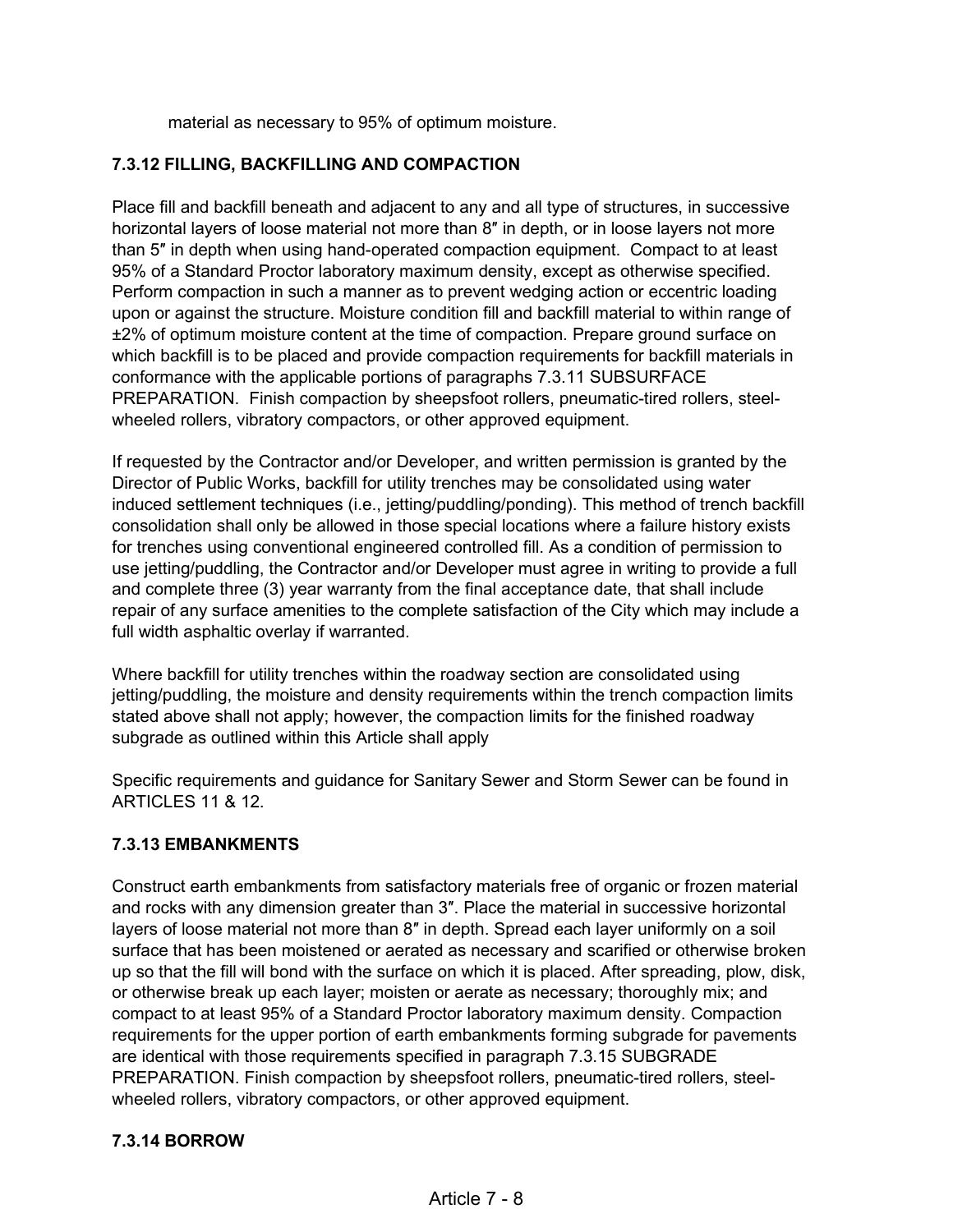material as necessary to 95% of optimum moisture.

### 7.3.12 FILLING, BACKFILLING AND COMPACTION

Place fill and backfill beneath and adjacent to any and all type of structures, in successive horizontal layers of loose material not more than 8″ in depth, or in loose layers not more than 5″ in depth when using hand-operated compaction equipment. Compact to at least 95% of a Standard Proctor laboratory maximum density, except as otherwise specified. Perform compaction in such a manner as to prevent wedging action or eccentric loading upon or against the structure. Moisture condition fill and backfill material to within range of ±2% of optimum moisture content at the time of compaction. Prepare ground surface on which backfill is to be placed and provide compaction requirements for backfill materials in conformance with the applicable portions of paragraphs 7.3.11 SUBSURFACE PREPARATION. Finish compaction by sheepsfoot rollers, pneumatic-tired rollers, steel-wheeled rollers, vibratory compactors, or other approved equipment.

If requested by the Contractor and/or Developer, and written permission is granted by the Director of Public Works, backfill for utility trenches may be consolidated using water induced settlement techniques (i.e., jetting/puddling/ponding). This method of trench backfill consolidation shall only be allowed in those special locations where a failure history exists for trenches using conventional engineered controlled fill. As a condition of permission to use jetting/puddling, the Contractor and/or Developer must agree in writing to provide a full and complete three (3) year warranty from the final acceptance date, that shall include repair of any surface amenities to the complete satisfaction of the City which may include a full width asphaltic overlay if warranted.

Where backfill for utility trenches within the roadway section are consolidated using jetting/puddling, the moisture and density requirements within the trench compaction limits stated above shall not apply; however, the compaction limits for the finished roadway subgrade as outlined within this Article shall apply

Specific requirements and guidance for Sanitary Sewer and Storm Sewer can be found in ARTICLES 11 & 12.

### 7.3.13 EMBANKMENTS

Construct earth embankments from satisfactory materials free of organic or frozen material and rocks with any dimension greater than 3″. Place the material in successive horizontal layers of loose material not more than 8″ in depth. Spread each layer uniformly on a soil surface that has been moistened or aerated as necessary and scarified or otherwise broken up so that the fill will bond with the surface on which it is placed. After spreading, plow, disk, or otherwise break up each layer; moisten or aerate as necessary; thoroughly mix; and compact to at least 95% of a Standard Proctor laboratory maximum density. Compaction requirements for the upper portion of earth embankments forming subgrade for pavements are identical with those requirements specified in paragraph 7.3.15 SUBGRADE PREPARATION. Finish compaction by sheepsfoot rollers, pneumatic-tired rollers, steel-wheeled rollers, vibratory compactors, or other approved equipment.

### 7.3.14 BORROW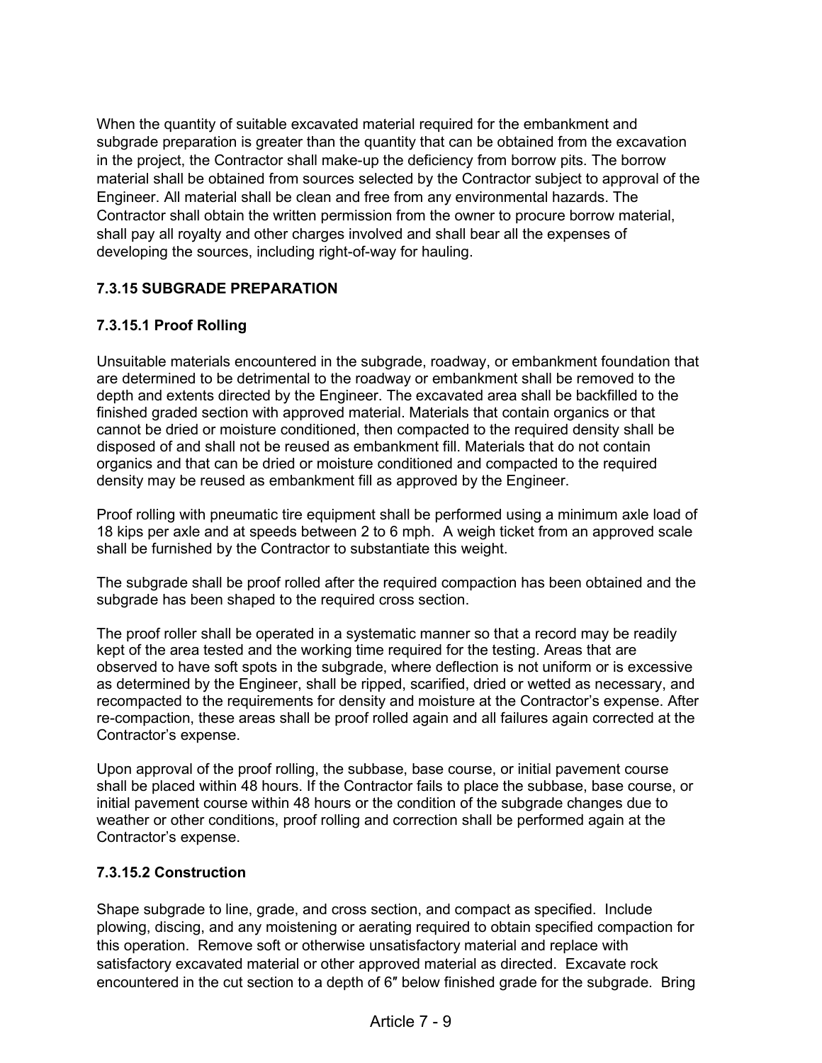When the quantity of suitable excavated material required for the embankment and subgrade preparation is greater than the quantity that can be obtained from the excavation in the project, the Contractor shall make-up the deficiency from borrow pits. The borrow material shall be obtained from sources selected by the Contractor subject to approval of the Engineer. All material shall be clean and free from any environmental hazards. The Contractor shall obtain the written permission from the owner to procure borrow material, shall pay all royalty and other charges involved and shall bear all the expenses of developing the sources, including right-of-way for hauling.

### 7.3.15 SUBGRADE PREPARATION

#### 7.3.15.1 Proof Rolling

Unsuitable materials encountered in the subgrade, roadway, or embankment foundation that are determined to be detrimental to the roadway or embankment shall be removed to the depth and extents directed by the Engineer. The excavated area shall be backfilled to the finished graded section with approved material. Materials that contain organics or that cannot be dried or moisture conditioned, then compacted to the required density shall be disposed of and shall not be reused as embankment fill. Materials that do not contain organics and that can be dried or moisture conditioned and compacted to the required density may be reused as embankment fill as approved by the Engineer.

Proof rolling with pneumatic tire equipment shall be performed using a minimum axle load of 18 kips per axle and at speeds between 2 to 6 mph. A weigh ticket from an approved scale shall be furnished by the Contractor to substantiate this weight.

The subgrade shall be proof rolled after the required compaction has been obtained and the subgrade has been shaped to the required cross section.

The proof roller shall be operated in a systematic manner so that a record may be readily kept of the area tested and the working time required for the testing. Areas that are observed to have soft spots in the subgrade, where deflection is not uniform or is excessive as determined by the Engineer, shall be ripped, scarified, dried or wetted as necessary, and recompacted to the requirements for density and moisture at the Contractor's expense. After re-compaction, these areas shall be proof rolled again and all failures again corrected at the Contractor's expense.

Upon approval of the proof rolling, the subbase, base course, or initial pavement course shall be placed within 48 hours. If the Contractor fails to place the subbase, base course, or initial pavement course within 48 hours or the condition of the subgrade changes due to weather or other conditions, proof rolling and correction shall be performed again at the Contractor's expense.

#### 7.3.15.2 Construction

Shape subgrade to line, grade, and cross section, and compact as specified. Include plowing, discing, and any moistening or aerating required to obtain specified compaction for this operation. Remove soft or otherwise unsatisfactory material and replace with satisfactory excavated material or other approved material as directed. Excavate rock encountered in the cut section to a depth of 6″ below finished grade for the subgrade. Bring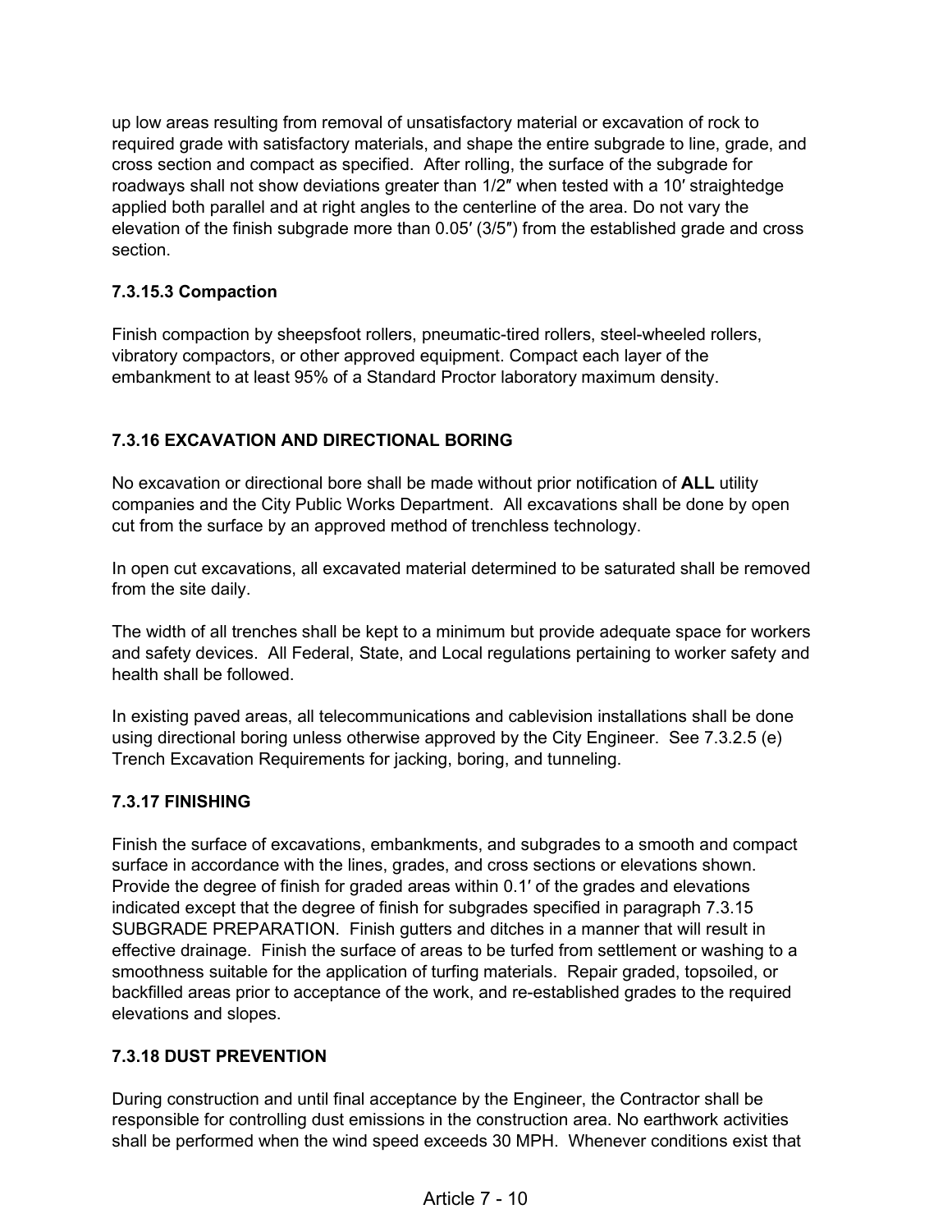up low areas resulting from removal of unsatisfactory material or excavation of rock to required grade with satisfactory materials, and shape the entire subgrade to line, grade, and cross section and compact as specified. After rolling, the surface of the subgrade for roadways shall not show deviations greater than 1/2″ when tested with a 10′ straightedge applied both parallel and at right angles to the centerline of the area. Do not vary the elevation of the finish subgrade more than 0.05′ (3/5″) from the established grade and cross section.

### 7.3.15.3 Compaction

Finish compaction by sheepsfoot rollers, pneumatic-tired rollers, steel-wheeled rollers, vibratory compactors, or other approved equipment. Compact each layer of the embankment to at least 95% of a Standard Proctor laboratory maximum density.

## 7.3.16 EXCAVATION AND DIRECTIONAL BORING

No excavation or directional bore shall be made without prior notification of **ALL** utility companies and the City Public Works Department. All excavations shall be done by open cut from the surface by an approved method of trenchless technology.

In open cut excavations, all excavated material determined to be saturated shall be removed from the site daily.

The width of all trenches shall be kept to a minimum but provide adequate space for workers and safety devices. All Federal, State, and Local regulations pertaining to worker safety and health shall be followed.

In existing paved areas, all telecommunications and cablevision installations shall be done using directional boring unless otherwise approved by the City Engineer. See 7.3.2.5 (e) Trench Excavation Requirements for jacking, boring, and tunneling.

## 7.3.17 FINISHING

Finish the surface of excavations, embankments, and subgrades to a smooth and compact surface in accordance with the lines, grades, and cross sections or elevations shown. Provide the degree of finish for graded areas within 0.1′ of the grades and elevations indicated except that the degree of finish for subgrades specified in paragraph 7.3.15 SUBGRADE PREPARATION. Finish gutters and ditches in a manner that will result in effective drainage. Finish the surface of areas to be turfed from settlement or washing to a smoothness suitable for the application of turfing materials. Repair graded, topsoiled, or backfilled areas prior to acceptance of the work, and re-established grades to the required elevations and slopes.

## 7.3.18 DUST PREVENTION

During construction and until final acceptance by the Engineer, the Contractor shall be responsible for controlling dust emissions in the construction area. No earthwork activities shall be performed when the wind speed exceeds 30 MPH. Whenever conditions exist that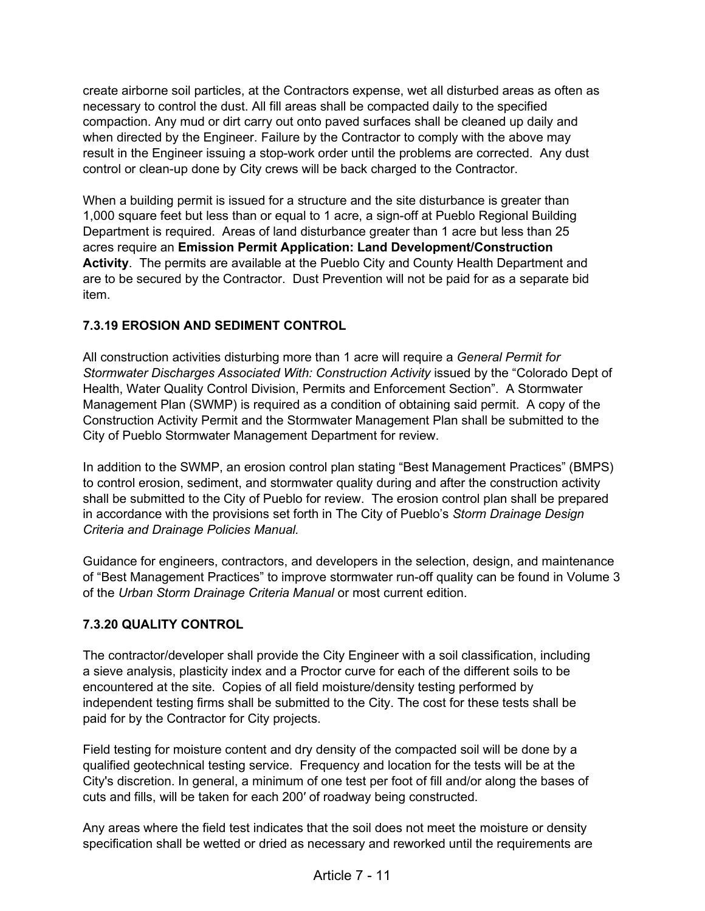create airborne soil particles, at the Contractors expense, wet all disturbed areas as often as necessary to control the dust. All fill areas shall be compacted daily to the specified compaction. Any mud or dirt carry out onto paved surfaces shall be cleaned up daily and when directed by the Engineer. Failure by the Contractor to comply with the above may result in the Engineer issuing a stop-work order until the problems are corrected. Any dust control or clean-up done by City crews will be back charged to the Contractor.

When a building permit is issued for a structure and the site disturbance is greater than 1,000 square feet but less than or equal to 1 acre, a sign-off at Pueblo Regional Building Department is required. Areas of land disturbance greater than 1 acre but less than 25 acres require an **Emission Permit Application: Land Development/Construction Activity**. The permits are available at the Pueblo City and County Health Department and are to be secured by the Contractor. Dust Prevention will not be paid for as a separate bid item.

### 7.3.19 EROSION AND SEDIMENT CONTROL

All construction activities disturbing more than 1 acre will require a *General Permit for Stormwater Discharges Associated With: Construction Activity* issued by the "Colorado Dept of Health, Water Quality Control Division, Permits and Enforcement Section". A Stormwater Management Plan (SWMP) is required as a condition of obtaining said permit. A copy of the Construction Activity Permit and the Stormwater Management Plan shall be submitted to the City of Pueblo Stormwater Management Department for review.

In addition to the SWMP, an erosion control plan stating "Best Management Practices" (BMPS) to control erosion, sediment, and stormwater quality during and after the construction activity shall be submitted to the City of Pueblo for review. The erosion control plan shall be prepared in accordance with the provisions set forth in The City of Pueblo's *Storm Drainage Design Criteria and Drainage Policies Manual.*

Guidance for engineers, contractors, and developers in the selection, design, and maintenance of "Best Management Practices" to improve stormwater run-off quality can be found in Volume 3 of the *Urban Storm Drainage Criteria Manual* or most current edition.

### 7.3.20 QUALITY CONTROL

The contractor/developer shall provide the City Engineer with a soil classification, including a sieve analysis, plasticity index and a Proctor curve for each of the different soils to be encountered at the site. Copies of all field moisture/density testing performed by independent testing firms shall be submitted to the City. The cost for these tests shall be paid for by the Contractor for City projects.

Field testing for moisture content and dry density of the compacted soil will be done by a qualified geotechnical testing service. Frequency and location for the tests will be at the City's discretion. In general, a minimum of one test per foot of fill and/or along the bases of cuts and fills, will be taken for each 200′ of roadway being constructed.

Any areas where the field test indicates that the soil does not meet the moisture or density specification shall be wetted or dried as necessary and reworked until the requirements are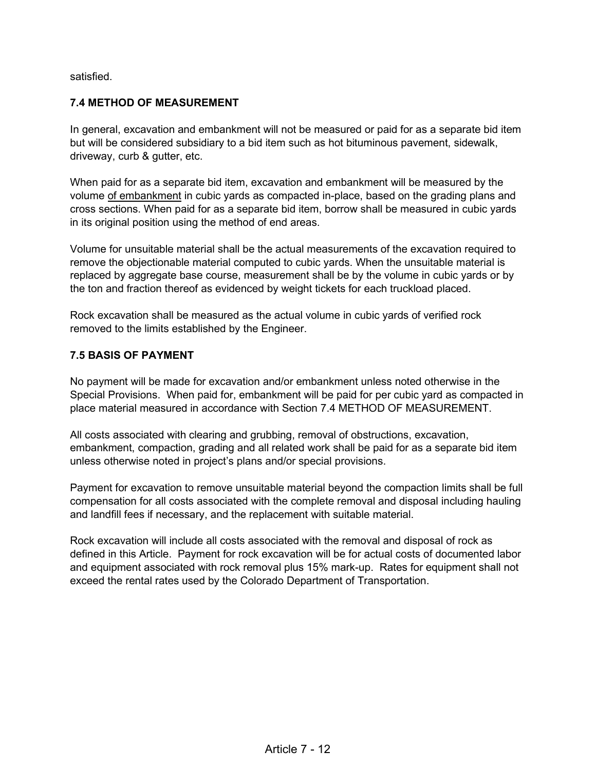satisfied.

### 7.4 METHOD OF MEASUREMENT

In general, excavation and embankment will not be measured or paid for as a separate bid item but will be considered subsidiary to a bid item such as hot bituminous pavement, sidewalk, driveway, curb & gutter, etc.

When paid for as a separate bid item, excavation and embankment will be measured by the volume <u>of embankment</u> in cubic yards as compacted in-place, based on the grading plans and cross sections. When paid for as a separate bid item, borrow shall be measured in cubic yards in its original position using the method of end areas.

Volume for unsuitable material shall be the actual measurements of the excavation required to remove the objectionable material computed to cubic yards. When the unsuitable material is replaced by aggregate base course, measurement shall be by the volume in cubic yards or by the ton and fraction thereof as evidenced by weight tickets for each truckload placed.

Rock excavation shall be measured as the actual volume in cubic yards of verified rock removed to the limits established by the Engineer.

### 7.5 BASIS OF PAYMENT

No payment will be made for excavation and/or embankment unless noted otherwise in the Special Provisions. When paid for, embankment will be paid for per cubic yard as compacted in place material measured in accordance with Section 7.4 METHOD OF MEASUREMENT.

All costs associated with clearing and grubbing, removal of obstructions, excavation, embankment, compaction, grading and all related work shall be paid for as a separate bid item unless otherwise noted in project's plans and/or special provisions.

Payment for excavation to remove unsuitable material beyond the compaction limits shall be full compensation for all costs associated with the complete removal and disposal including hauling and landfill fees if necessary, and the replacement with suitable material.

Rock excavation will include all costs associated with the removal and disposal of rock as defined in this Article. Payment for rock excavation will be for actual costs of documented labor and equipment associated with rock removal plus 15% mark-up. Rates for equipment shall not exceed the rental rates used by the Colorado Department of Transportation.